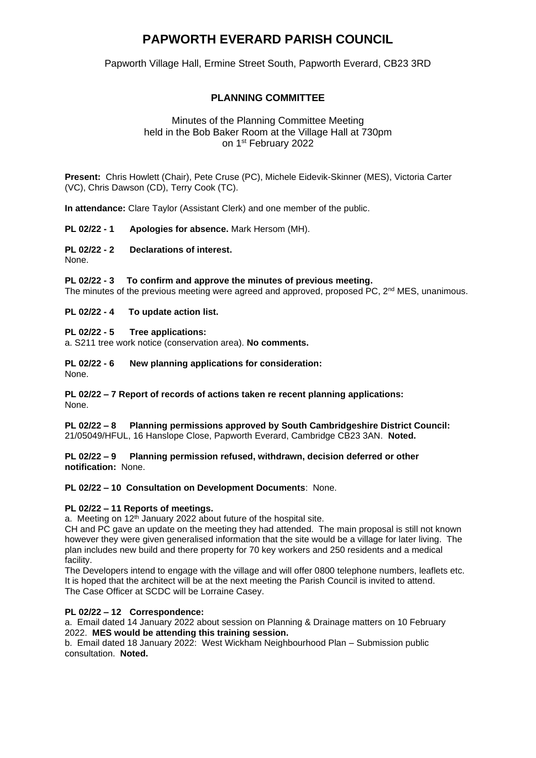# PAPWORTH EVERARD PARISH COUNCIL

Papworth Village Hall, Ermine Street South, Papworth Everard, CB23 3RD

## PLANNING COMMITTEE

Minutes of the Planning Committee Meeting
held in the Bob Baker Room at the Village Hall at 730pm
on 1st February 2022

**Present:** Chris Howlett (Chair), Pete Cruse (PC), Michele Eidevik-Skinner (MES), Victoria Carter (VC), Chris Dawson (CD), Terry Cook (TC).

**In attendance:** Clare Taylor (Assistant Clerk) and one member of the public.

**PL 02/22 - 1 Apologies for absence.** Mark Hersom (MH).

**PL 02/22 - 2 Declarations of interest.**
None.

**PL 02/22 - 3 To confirm and approve the minutes of previous meeting.**
The minutes of the previous meeting were agreed and approved, proposed PC, 2nd MES, unanimous.

**PL 02/22 - 4 To update action list.**

**PL 02/22 - 5 Tree applications:**
a. S211 tree work notice (conservation area). **No comments.**

**PL 02/22 - 6 New planning applications for consideration:**
None.

**PL 02/22 – 7 Report of records of actions taken re recent planning applications:**
None.

**PL 02/22 – 8 Planning permissions approved by South Cambridgeshire District Council:**
21/05049/HFUL, 16 Hanslope Close, Papworth Everard, Cambridge CB23 3AN. **Noted.**

**PL 02/22 – 9 Planning permission refused, withdrawn, decision deferred or other notification:** None.

**PL 02/22 – 10 Consultation on Development Documents**: None.

**PL 02/22 – 11 Reports of meetings.**
a. Meeting on 12th January 2022 about future of the hospital site.
CH and PC gave an update on the meeting they had attended. The main proposal is still not known however they were given generalised information that the site would be a village for later living. The plan includes new build and there property for 70 key workers and 250 residents and a medical facility.
The Developers intend to engage with the village and will offer 0800 telephone numbers, leaflets etc. It is hoped that the architect will be at the next meeting the Parish Council is invited to attend.
The Case Officer at SCDC will be Lorraine Casey.

**PL 02/22 – 12 Correspondence:**
a. Email dated 14 January 2022 about session on Planning & Drainage matters on 10 February 2022. **MES would be attending this training session.**
b. Email dated 18 January 2022: West Wickham Neighbourhood Plan – Submission public consultation. **Noted.**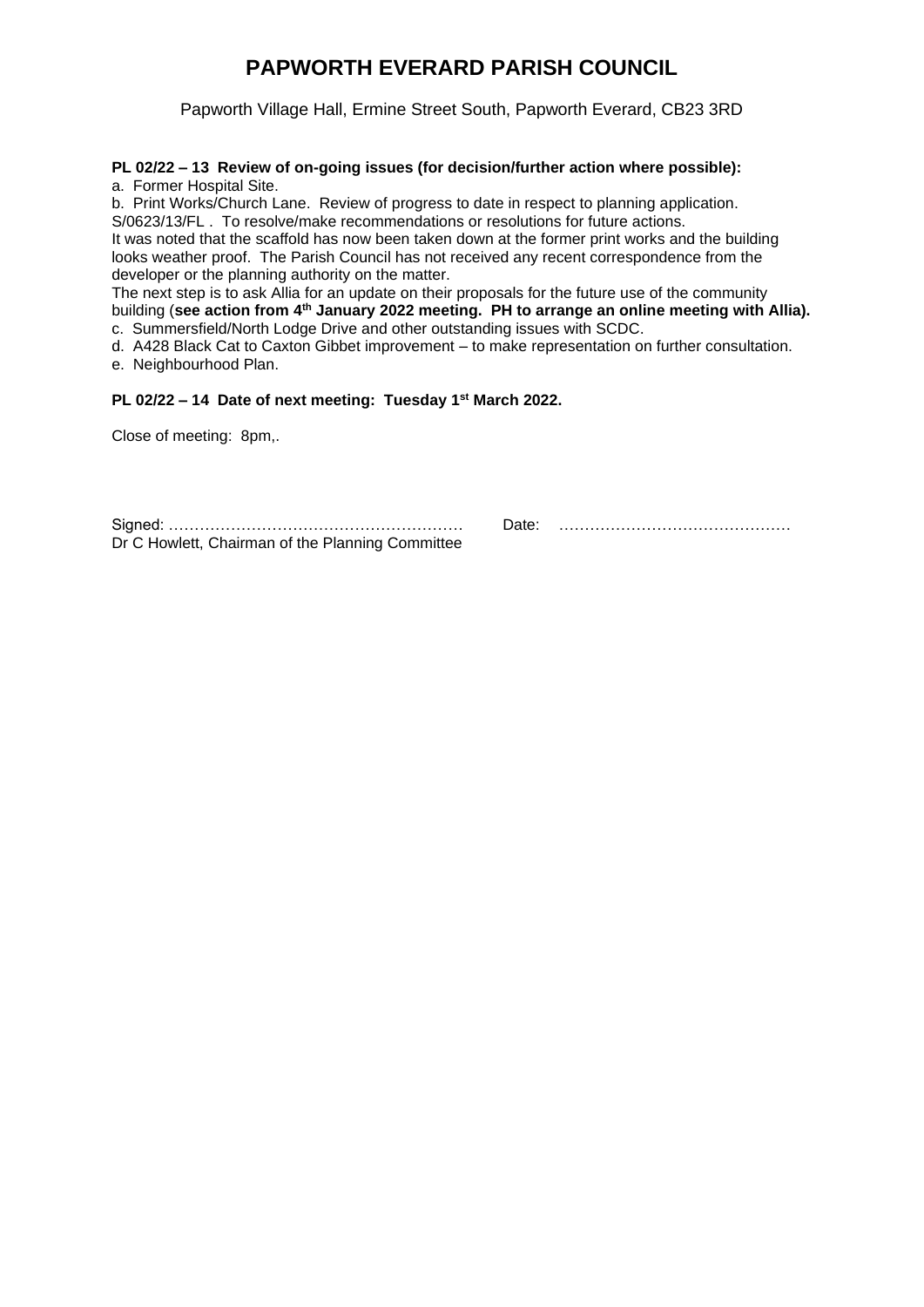# PAPWORTH EVERARD PARISH COUNCIL

Papworth Village Hall, Ermine Street South, Papworth Everard, CB23 3RD

**PL 02/22 – 13 Review of on-going issues (for decision/further action where possible):**

a. Former Hospital Site.

b. Print Works/Church Lane. Review of progress to date in respect to planning application. S/0623/13/FL . To resolve/make recommendations or resolutions for future actions.

It was noted that the scaffold has now been taken down at the former print works and the building looks weather proof. The Parish Council has not received any recent correspondence from the developer or the planning authority on the matter.

The next step is to ask Allia for an update on their proposals for the future use of the community building (**see action from 4th January 2022 meeting. PH to arrange an online meeting with Allia).**

c. Summersfield/North Lodge Drive and other outstanding issues with SCDC.

d. A428 Black Cat to Caxton Gibbet improvement – to make representation on further consultation.

e. Neighbourhood Plan.

**PL 02/22 – 14 Date of next meeting: Tuesday 1st March 2022.**

Close of meeting: 8pm,.

Signed: ……………………………………………… Date: ………………………………………

Dr C Howlett, Chairman of the Planning Committee